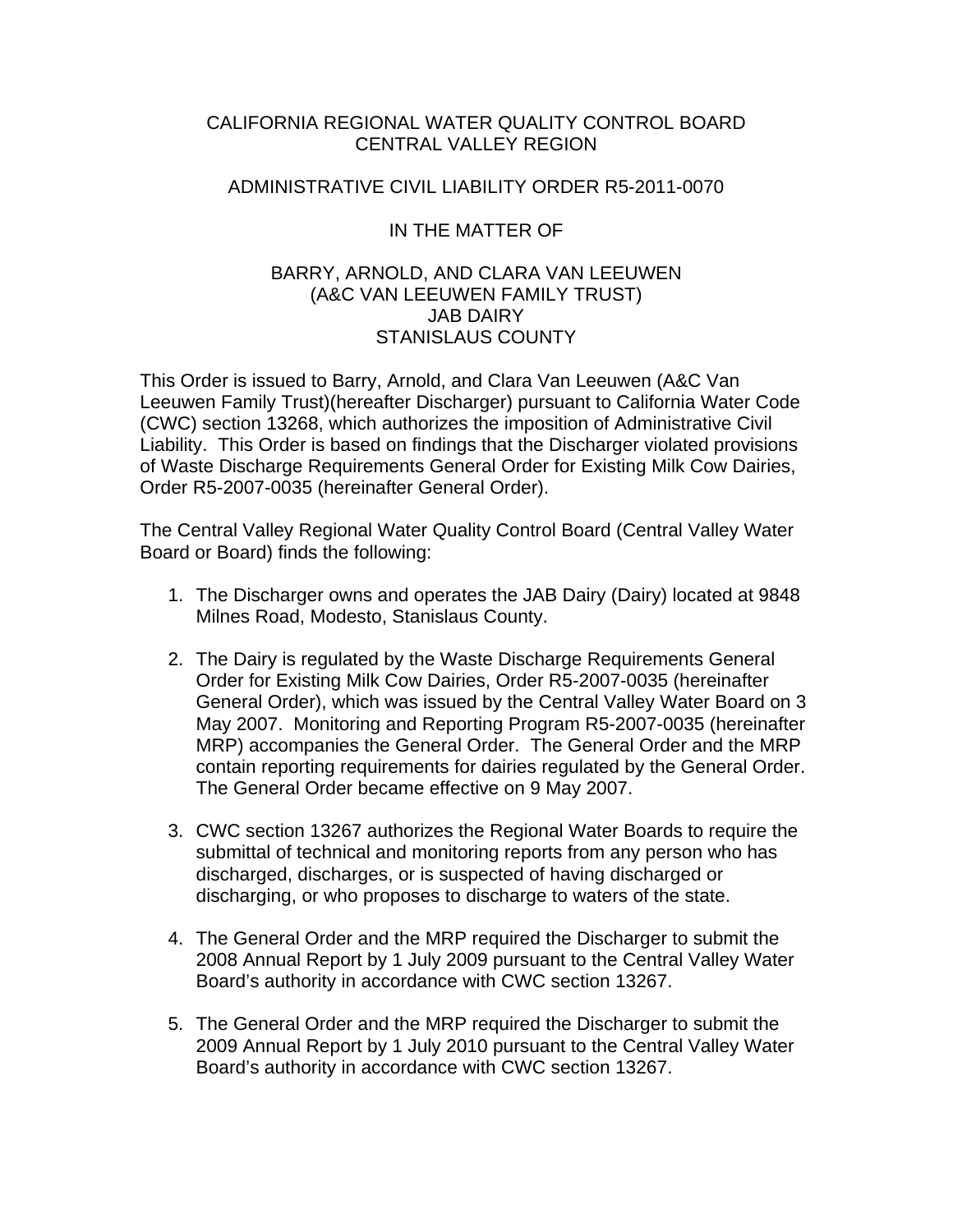# CALIFORNIA REGIONAL WATER QUALITY CONTROL BOARD
# CENTRAL VALLEY REGION

## ADMINISTRATIVE CIVIL LIABILITY ORDER R5-2011-0070

## IN THE MATTER OF

## BARRY, ARNOLD, AND CLARA VAN LEEUWEN
## (A&C VAN LEEUWEN FAMILY TRUST)
## JAB DAIRY
## STANISLAUS COUNTY

This Order is issued to Barry, Arnold, and Clara Van Leeuwen (A&C Van Leeuwen Family Trust)(hereafter Discharger) pursuant to California Water Code (CWC) section 13268, which authorizes the imposition of Administrative Civil Liability. This Order is based on findings that the Discharger violated provisions of Waste Discharge Requirements General Order for Existing Milk Cow Dairies, Order R5-2007-0035 (hereinafter General Order).

The Central Valley Regional Water Quality Control Board (Central Valley Water Board or Board) finds the following:

1. The Discharger owns and operates the JAB Dairy (Dairy) located at 9848 Milnes Road, Modesto, Stanislaus County.

2. The Dairy is regulated by the Waste Discharge Requirements General Order for Existing Milk Cow Dairies, Order R5-2007-0035 (hereinafter General Order), which was issued by the Central Valley Water Board on 3 May 2007. Monitoring and Reporting Program R5-2007-0035 (hereinafter MRP) accompanies the General Order. The General Order and the MRP contain reporting requirements for dairies regulated by the General Order. The General Order became effective on 9 May 2007.

3. CWC section 13267 authorizes the Regional Water Boards to require the submittal of technical and monitoring reports from any person who has discharged, discharges, or is suspected of having discharged or discharging, or who proposes to discharge to waters of the state.

4. The General Order and the MRP required the Discharger to submit the 2008 Annual Report by 1 July 2009 pursuant to the Central Valley Water Board's authority in accordance with CWC section 13267.

5. The General Order and the MRP required the Discharger to submit the 2009 Annual Report by 1 July 2010 pursuant to the Central Valley Water Board's authority in accordance with CWC section 13267.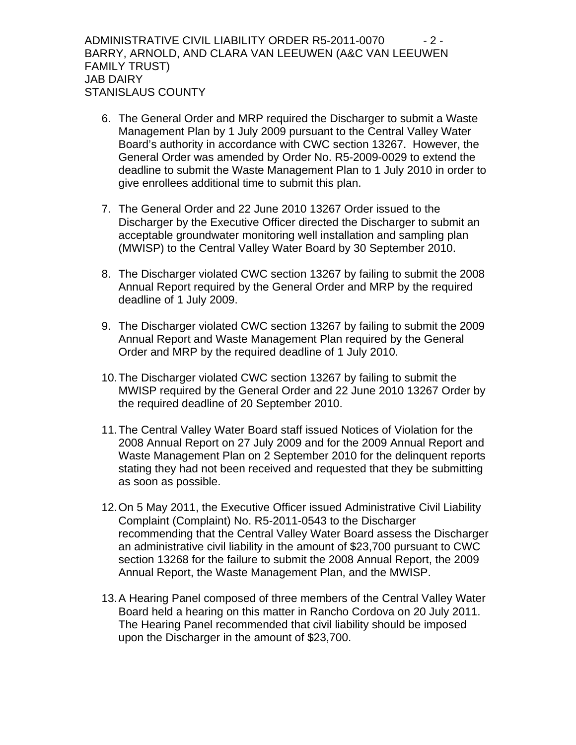6. The General Order and MRP required the Discharger to submit a Waste Management Plan by 1 July 2009 pursuant to the Central Valley Water Board's authority in accordance with CWC section 13267. However, the General Order was amended by Order No. R5-2009-0029 to extend the deadline to submit the Waste Management Plan to 1 July 2010 in order to give enrollees additional time to submit this plan.

7. The General Order and 22 June 2010 13267 Order issued to the Discharger by the Executive Officer directed the Discharger to submit an acceptable groundwater monitoring well installation and sampling plan (MWISP) to the Central Valley Water Board by 30 September 2010.

8. The Discharger violated CWC section 13267 by failing to submit the 2008 Annual Report required by the General Order and MRP by the required deadline of 1 July 2009.

9. The Discharger violated CWC section 13267 by failing to submit the 2009 Annual Report and Waste Management Plan required by the General Order and MRP by the required deadline of 1 July 2010.

10. The Discharger violated CWC section 13267 by failing to submit the MWISP required by the General Order and 22 June 2010 13267 Order by the required deadline of 20 September 2010.

11. The Central Valley Water Board staff issued Notices of Violation for the 2008 Annual Report on 27 July 2009 and for the 2009 Annual Report and Waste Management Plan on 2 September 2010 for the delinquent reports stating they had not been received and requested that they be submitting as soon as possible.

12. On 5 May 2011, the Executive Officer issued Administrative Civil Liability Complaint (Complaint) No. R5-2011-0543 to the Discharger recommending that the Central Valley Water Board assess the Discharger an administrative civil liability in the amount of $23,700 pursuant to CWC section 13268 for the failure to submit the 2008 Annual Report, the 2009 Annual Report, the Waste Management Plan, and the MWISP.

13. A Hearing Panel composed of three members of the Central Valley Water Board held a hearing on this matter in Rancho Cordova on 20 July 2011. The Hearing Panel recommended that civil liability should be imposed upon the Discharger in the amount of $23,700.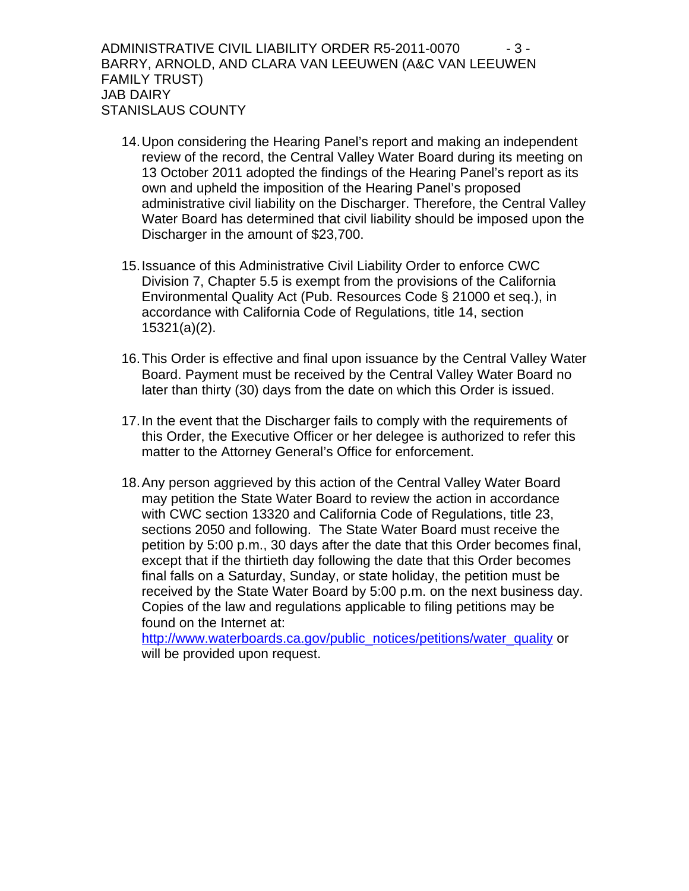14. Upon considering the Hearing Panel's report and making an independent review of the record, the Central Valley Water Board during its meeting on 13 October 2011 adopted the findings of the Hearing Panel's report as its own and upheld the imposition of the Hearing Panel's proposed administrative civil liability on the Discharger. Therefore, the Central Valley Water Board has determined that civil liability should be imposed upon the Discharger in the amount of $23,700.

15. Issuance of this Administrative Civil Liability Order to enforce CWC Division 7, Chapter 5.5 is exempt from the provisions of the California Environmental Quality Act (Pub. Resources Code § 21000 et seq.), in accordance with California Code of Regulations, title 14, section 15321(a)(2).

16. This Order is effective and final upon issuance by the Central Valley Water Board. Payment must be received by the Central Valley Water Board no later than thirty (30) days from the date on which this Order is issued.

17. In the event that the Discharger fails to comply with the requirements of this Order, the Executive Officer or her delegee is authorized to refer this matter to the Attorney General's Office for enforcement.

18. Any person aggrieved by this action of the Central Valley Water Board may petition the State Water Board to review the action in accordance with CWC section 13320 and California Code of Regulations, title 23, sections 2050 and following. The State Water Board must receive the petition by 5:00 p.m., 30 days after the date that this Order becomes final, except that if the thirtieth day following the date that this Order becomes final falls on a Saturday, Sunday, or state holiday, the petition must be received by the State Water Board by 5:00 p.m. on the next business day. Copies of the law and regulations applicable to filing petitions may be found on the Internet at: [http://www.waterboards.ca.gov/public_notices/petitions/water_quality](http://www.waterboards.ca.gov/public_notices/petitions/water_quality) or will be provided upon request.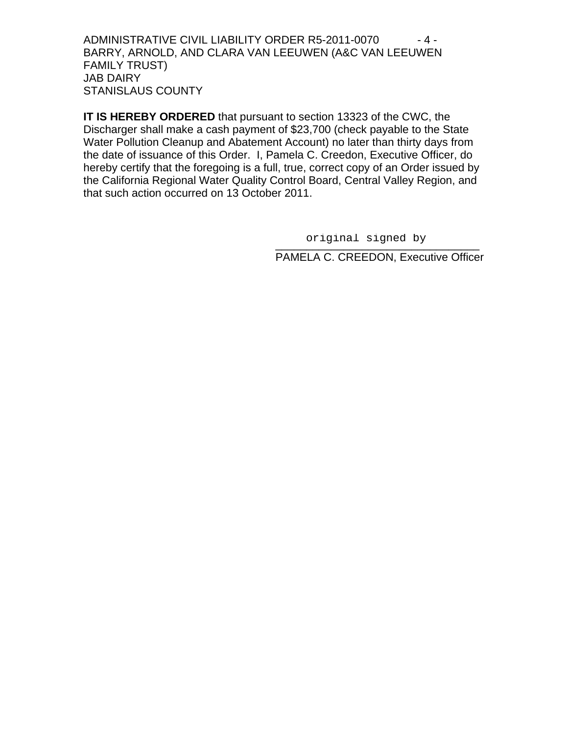**IT IS HEREBY ORDERED** that pursuant to section 13323 of the CWC, the Discharger shall make a cash payment of $23,700 (check payable to the State Water Pollution Cleanup and Abatement Account) no later than thirty days from the date of issuance of this Order. I, Pamela C. Creedon, Executive Officer, do hereby certify that the foregoing is a full, true, correct copy of an Order issued by the California Regional Water Quality Control Board, Central Valley Region, and that such action occurred on 13 October 2011.

original signed by

\_\_\_\_\_\_\_\_\_\_\_\_\_\_\_\_\_\_\_\_\_\_\_\_\_\_\_\_\_\_\_\_\_\_

PAMELA C. CREEDON, Executive Officer